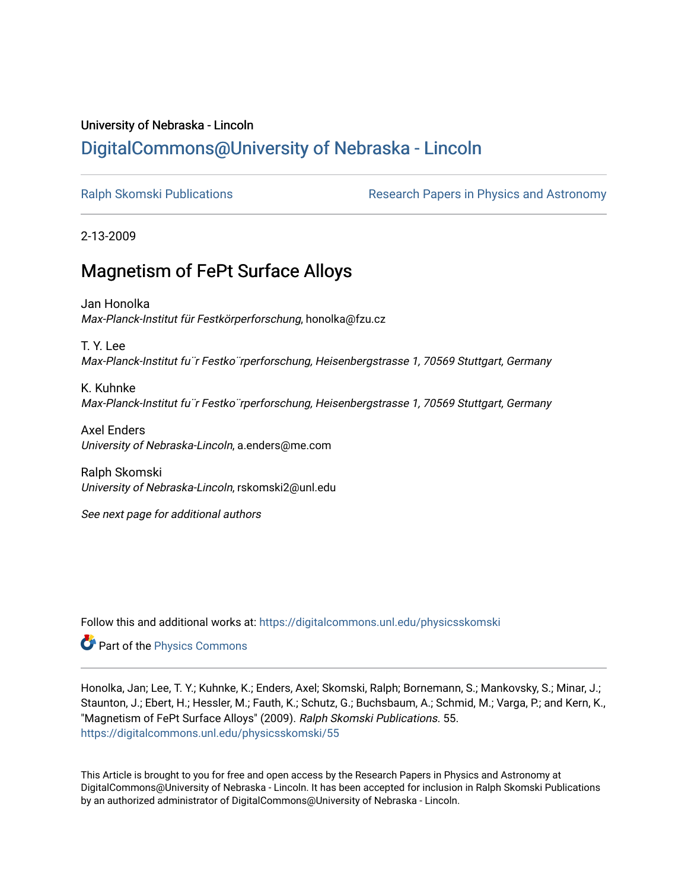University of Nebraska - Lincoln

## DigitalCommons@University of Nebraska - Lincoln

Ralph Skomski Publications | Research Papers in Physics and Astronomy

2-13-2009

# Magnetism of FePt Surface Alloys

Jan Honolka
*Max-Planck-Institut für Festkörperforschung*, honolka@fzu.cz

T. Y. Lee
*Max-Planck-Institut fu¨r Festko¨rperforschung, Heisenbergstrasse 1, 70569 Stuttgart, Germany*

K. Kuhnke
*Max-Planck-Institut fu¨r Festko¨rperforschung, Heisenbergstrasse 1, 70569 Stuttgart, Germany*

Axel Enders
*University of Nebraska-Lincoln*, a.enders@me.com

Ralph Skomski
*University of Nebraska-Lincoln*, rskomski2@unl.edu

*See next page for additional authors*

Follow this and additional works at: https://digitalcommons.unl.edu/physicsskomski

Part of the Physics Commons

Honolka, Jan; Lee, T. Y.; Kuhnke, K.; Enders, Axel; Skomski, Ralph; Bornemann, S.; Mankovsky, S.; Minar, J.; Staunton, J.; Ebert, H.; Hessler, M.; Fauth, K.; Schutz, G.; Buchsbaum, A.; Schmid, M.; Varga, P.; and Kern, K., "Magnetism of FePt Surface Alloys" (2009). *Ralph Skomski Publications*. 55.
https://digitalcommons.unl.edu/physicsskomski/55

This Article is brought to you for free and open access by the Research Papers in Physics and Astronomy at DigitalCommons@University of Nebraska - Lincoln. It has been accepted for inclusion in Ralph Skomski Publications by an authorized administrator of DigitalCommons@University of Nebraska - Lincoln.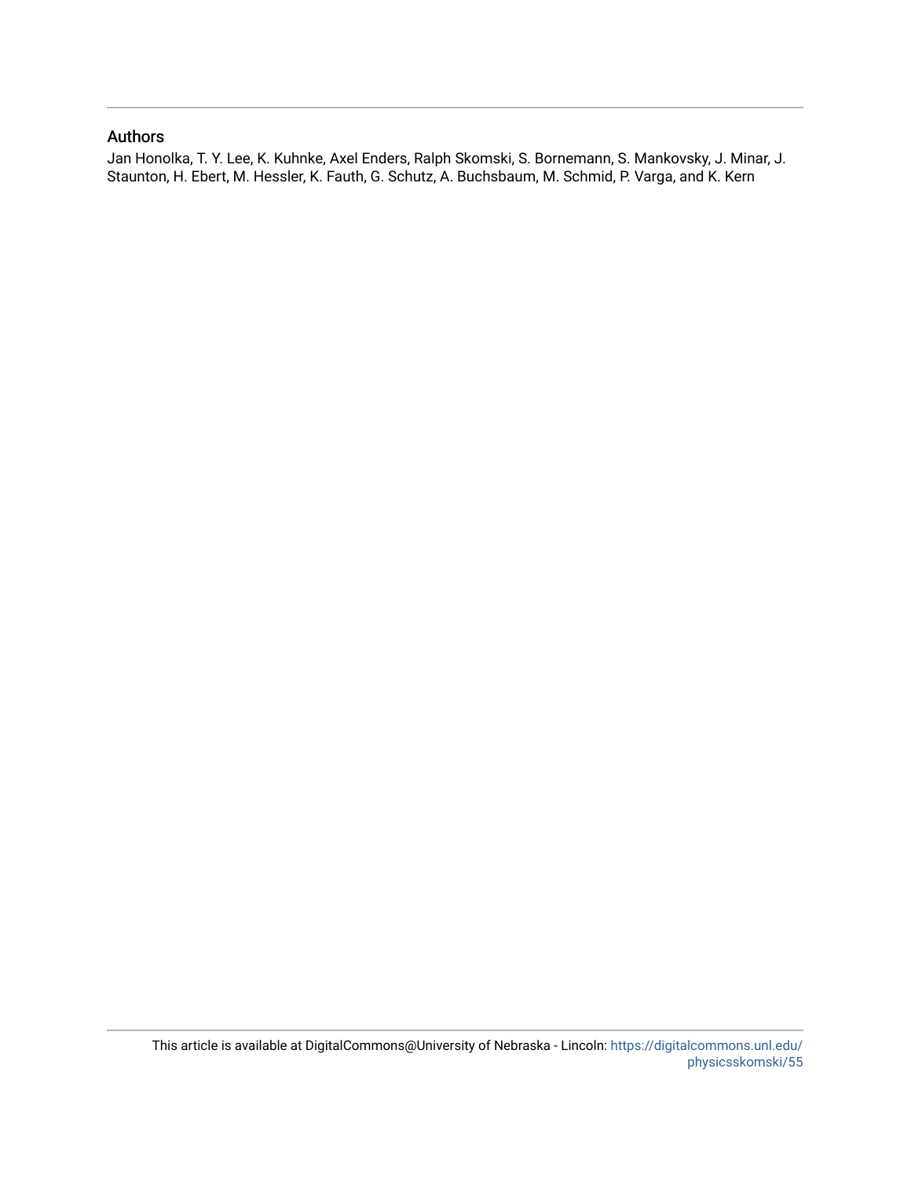## Authors

Jan Honolka, T. Y. Lee, K. Kuhnke, Axel Enders, Ralph Skomski, S. Bornemann, S. Mankovsky, J. Minar, J. Staunton, H. Ebert, M. Hessler, K. Fauth, G. Schutz, A. Buchsbaum, M. Schmid, P. Varga, and K. Kern

This article is available at DigitalCommons@University of Nebraska - Lincoln: https://digitalcommons.unl.edu/physicsskomski/55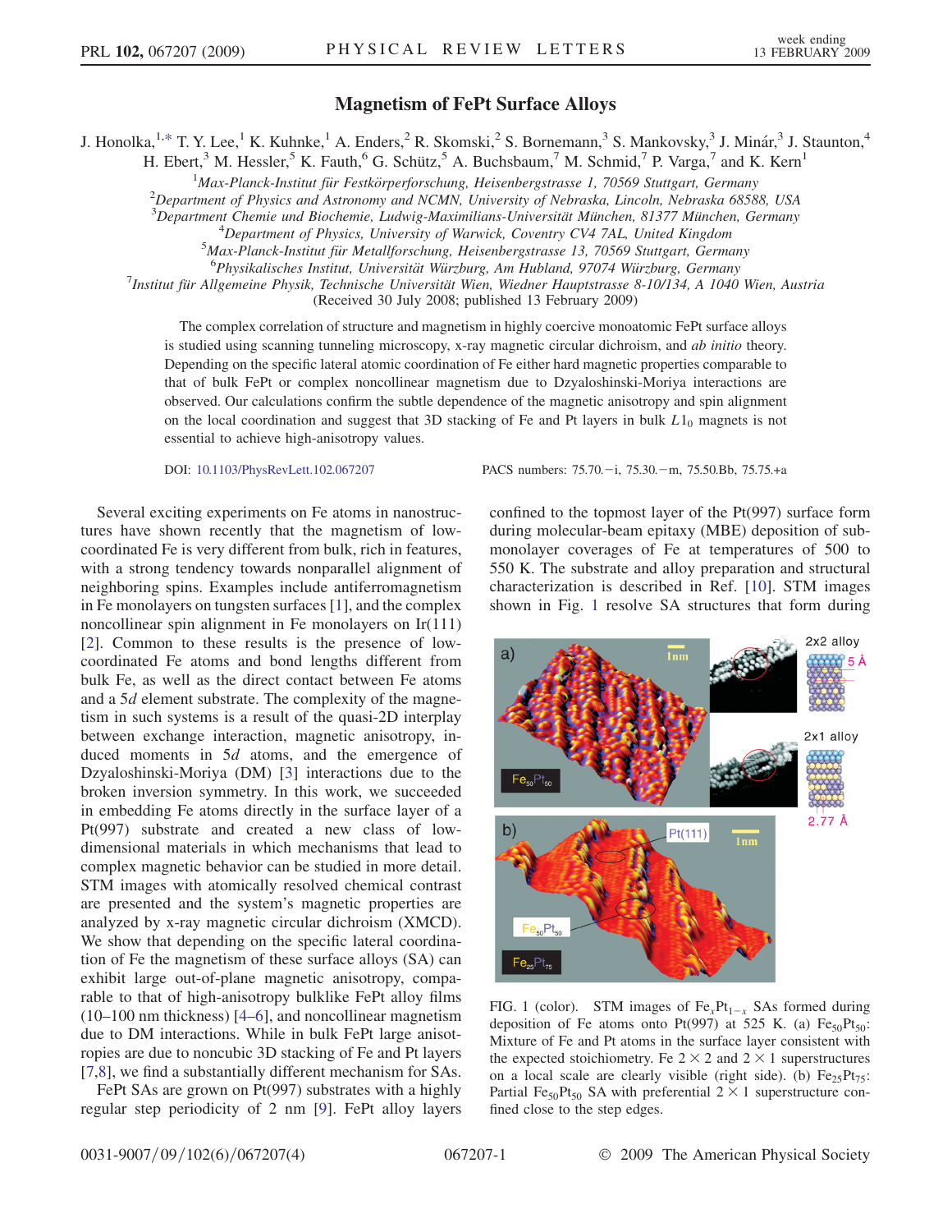# Magnetism of FePt Surface Alloys

J. Honolka,[1,*] T. Y. Lee,[1] K. Kuhnke,[1] A. Enders,[2] R. Skomski,[2] S. Bornemann,[3] S. Mankovsky,[3] J. Minár,[3] J. Staunton,[4] H. Ebert,[3] M. Hessler,[5] K. Fauth,[6] G. Schütz,[5] A. Buchsbaum,[7] M. Schmid,[7] P. Varga,[7] and K. Kern[1]

[1]*Max-Planck-Institut für Festkörperforschung, Heisenbergstrasse 1, 70569 Stuttgart, Germany*

[2]*Department of Physics and Astronomy and NCMN, University of Nebraska, Lincoln, Nebraska 68588, USA*

[3]*Department Chemie und Biochemie, Ludwig-Maximilians-Universität München, 81377 München, Germany*

[4]*Department of Physics, University of Warwick, Coventry CV4 7AL, United Kingdom*

[5]*Max-Planck-Institut für Metallforschung, Heisenbergstrasse 13, 70569 Stuttgart, Germany*

[6]*Physikalisches Institut, Universität Würzburg, Am Hubland, 97074 Würzburg, Germany*

[7]*Institut für Allgemeine Physik, Technische Universität Wien, Wiedner Hauptstrasse 8-10/134, A 1040 Wien, Austria*

(Received 30 July 2008; published 13 February 2009)

The complex correlation of structure and magnetism in highly coercive monoatomic FePt surface alloys is studied using scanning tunneling microscopy, x-ray magnetic circular dichroism, and *ab initio* theory. Depending on the specific lateral atomic coordination of Fe either hard magnetic properties comparable to that of bulk FePt or complex noncollinear magnetism due to Dzyaloshinski-Moriya interactions are observed. Our calculations confirm the subtle dependence of the magnetic anisotropy and spin alignment on the local coordination and suggest that 3D stacking of Fe and Pt layers in bulk $L1_0$ magnets is not essential to achieve high-anisotropy values.

DOI: 10.1103/PhysRevLett.102.067207 PACS numbers: 75.70.−i, 75.30.−m, 75.50.Bb, 75.75.+a

Several exciting experiments on Fe atoms in nanostructures have shown recently that the magnetism of low-coordinated Fe is very different from bulk, rich in features, with a strong tendency towards nonparallel alignment of neighboring spins. Examples include antiferromagnetism in Fe monolayers on tungsten surfaces [1], and the complex noncollinear spin alignment in Fe monolayers on Ir(111) [2]. Common to these results is the presence of low-coordinated Fe atoms and bond lengths different from bulk Fe, as well as the direct contact between Fe atoms and a 5*d* element substrate. The complexity of the magnetism in such systems is a result of the quasi-2D interplay between exchange interaction, magnetic anisotropy, induced moments in 5*d* atoms, and the emergence of Dzyaloshinski-Moriya (DM) [3] interactions due to the broken inversion symmetry. In this work, we succeeded in embedding Fe atoms directly in the surface layer of a Pt(997) substrate and created a new class of low-dimensional materials in which mechanisms that lead to complex magnetic behavior can be studied in more detail. STM images with atomically resolved chemical contrast are presented and the system's magnetic properties are analyzed by x-ray magnetic circular dichroism (XMCD). We show that depending on the specific lateral coordination of Fe the magnetism of these surface alloys (SA) can exhibit large out-of-plane magnetic anisotropy, comparable to that of high-anisotropy bulklike FePt alloy films (10–100 nm thickness) [4–6], and noncollinear magnetism due to DM interactions. While in bulk FePt large anisotropies are due to noncubic 3D stacking of Fe and Pt layers [7,8], we find a substantially different mechanism for SAs.

FePt SAs are grown on Pt(997) substrates with a highly regular step periodicity of 2 nm [9]. FePt alloy layers confined to the topmost layer of the Pt(997) surface form during molecular-beam epitaxy (MBE) deposition of sub-monolayer coverages of Fe at temperatures of 500 to 550 K. The substrate and alloy preparation and structural characterization is described in Ref. [10]. STM images shown in Fig. 1 resolve SA structures that form during

FIG. 1 (color). STM images of $Fe_xPt_{1-x}$ SAs formed during deposition of Fe atoms onto Pt(997) at 525 K. (a) $Fe_{50}Pt_{50}$: Mixture of Fe and Pt atoms in the surface layer consistent with the expected stoichiometry. Fe $2 \times 2$ and $2 \times 1$ superstructures on a local scale are clearly visible (right side). (b) $Fe_{25}Pt_{75}$: Partial $Fe_{50}Pt_{50}$ SA with preferential $2 \times 1$ superstructure confined close to the step edges.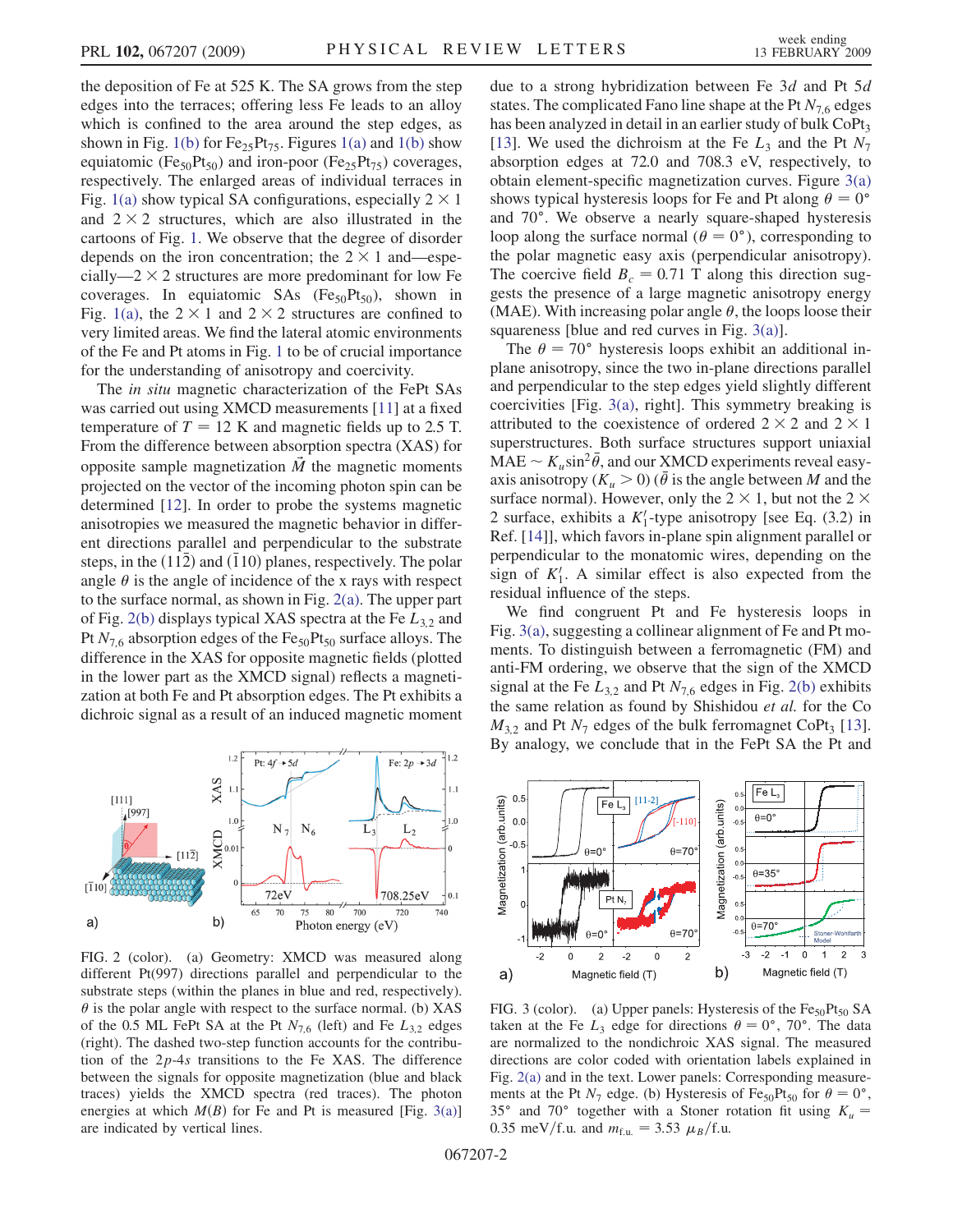the deposition of Fe at 525 K. The SA grows from the step edges into the terraces; offering less Fe leads to an alloy which is confined to the area around the step edges, as shown in Fig. 1(b) for $Fe_{25}Pt_{75}$. Figures 1(a) and 1(b) show equiatomic ($Fe_{50}Pt_{50}$) and iron-poor ($Fe_{25}Pt_{75}$) coverages, respectively. The enlarged areas of individual terraces in Fig. 1(a) show typical SA configurations, especially $2 \times 1$ and $2 \times 2$ structures, which are also illustrated in the cartoons of Fig. 1. We observe that the degree of disorder depends on the iron concentration; the $2 \times 1$ and—especially—$2 \times 2$ structures are more predominant for low Fe coverages. In equiatomic SAs ($Fe_{50}Pt_{50}$), shown in Fig. 1(a), the $2 \times 1$ and $2 \times 2$ structures are confined to very limited areas. We find the lateral atomic environments of the Fe and Pt atoms in Fig. 1 to be of crucial importance for the understanding of anisotropy and coercivity.

The *in situ* magnetic characterization of the FePt SAs was carried out using XMCD measurements [11] at a fixed temperature of $T = 12$ K and magnetic fields up to 2.5 T. From the difference between absorption spectra (XAS) for opposite sample magnetization $\vec{M}$ the magnetic moments projected on the vector of the incoming photon spin can be determined [12]. In order to probe the systems magnetic anisotropies we measured the magnetic behavior in different directions parallel and perpendicular to the substrate steps, in the $(11\bar{2})$ and $(\bar{1}10)$ planes, respectively. The polar angle $\theta$ is the angle of incidence of the x rays with respect to the surface normal, as shown in Fig. 2(a). The upper part of Fig. 2(b) displays typical XAS spectra at the Fe $L_{3,2}$ and Pt $N_{7,6}$ absorption edges of the $Fe_{50}Pt_{50}$ surface alloys. The difference in the XAS for opposite magnetic fields (plotted in the lower part as the XMCD signal) reflects a magnetization at both Fe and Pt absorption edges. The Pt exhibits a dichroic signal as a result of an induced magnetic moment

FIG. 2 (color). (a) Geometry: XMCD was measured along different Pt(997) directions parallel and perpendicular to the substrate steps (within the planes in blue and red, respectively). $\theta$ is the polar angle with respect to the surface normal. (b) XAS of the 0.5 ML FePt SA at the Pt $N_{7,6}$ (left) and Fe $L_{3,2}$ edges (right). The dashed two-step function accounts for the contribution of the $2p$-$4s$ transitions to the Fe XAS. The difference between the signals for opposite magnetization (blue and black traces) yields the XMCD spectra (red traces). The photon energies at which $M(B)$ for Fe and Pt is measured [Fig. 3(a)] are indicated by vertical lines.

due to a strong hybridization between Fe $3d$ and Pt $5d$ states. The complicated Fano line shape at the Pt $N_{7,6}$ edges has been analyzed in detail in an earlier study of bulk $CoPt_3$ [13]. We used the dichroism at the Fe $L_3$ and the Pt $N_7$ absorption edges at 72.0 and 708.3 eV, respectively, to obtain element-specific magnetization curves. Figure 3(a) shows typical hysteresis loops for Fe and Pt along $\theta = 0°$ and 70°. We observe a nearly square-shaped hysteresis loop along the surface normal ($\theta = 0°$), corresponding to the polar magnetic easy axis (perpendicular anisotropy). The coercive field $B_c = 0.71$ T along this direction suggests the presence of a large magnetic anisotropy energy (MAE). With increasing polar angle $\theta$, the loops loose their squareness [blue and red curves in Fig. 3(a)].

The $\theta = 70°$ hysteresis loops exhibit an additional in-plane anisotropy, since the two in-plane directions parallel and perpendicular to the step edges yield slightly different coercivities [Fig. 3(a), right]. This symmetry breaking is attributed to the coexistence of ordered $2 \times 2$ and $2 \times 1$ superstructures. Both surface structures support uniaxial MAE $\sim K_u \sin^2\bar{\theta}$, and our XMCD experiments reveal easy-axis anisotropy ($K_u > 0$) ($\bar{\theta}$ is the angle between $M$ and the surface normal). However, only the $2 \times 1$, but not the $2 \times 2$ surface, exhibits a $K_1'$-type anisotropy [see Eq. (3.2) in Ref. [14]], which favors in-plane spin alignment parallel or perpendicular to the monatomic wires, depending on the sign of $K_1'$. A similar effect is also expected from the residual influence of the steps.

We find congruent Pt and Fe hysteresis loops in Fig. 3(a), suggesting a collinear alignment of Fe and Pt moments. To distinguish between a ferromagnetic (FM) and anti-FM ordering, we observe that the sign of the XMCD signal at the Fe $L_{3,2}$ and Pt $N_{7,6}$ edges in Fig. 2(b) exhibits the same relation as found by Shishidou *et al.* for the Co $M_{3,2}$ and Pt $N_7$ edges of the bulk ferromagnet $CoPt_3$ [13]. By analogy, we conclude that in the FePt SA the Pt and

FIG. 3 (color). (a) Upper panels: Hysteresis of the $Fe_{50}Pt_{50}$ SA taken at the Fe $L_3$ edge for directions $\theta = 0°$, 70°. The data are normalized to the nondichroic XAS signal. The measured directions are color coded with orientation labels explained in Fig. 2(a) and in the text. Lower panels: Corresponding measurements at the Pt $N_7$ edge. (b) Hysteresis of $Fe_{50}Pt_{50}$ for $\theta = 0°$, 35° and 70° together with a Stoner rotation fit using $K_u = 0.35$ meV/f.u. and $m_{\mathrm{f.u.}} = 3.53\ \mu_B$/f.u.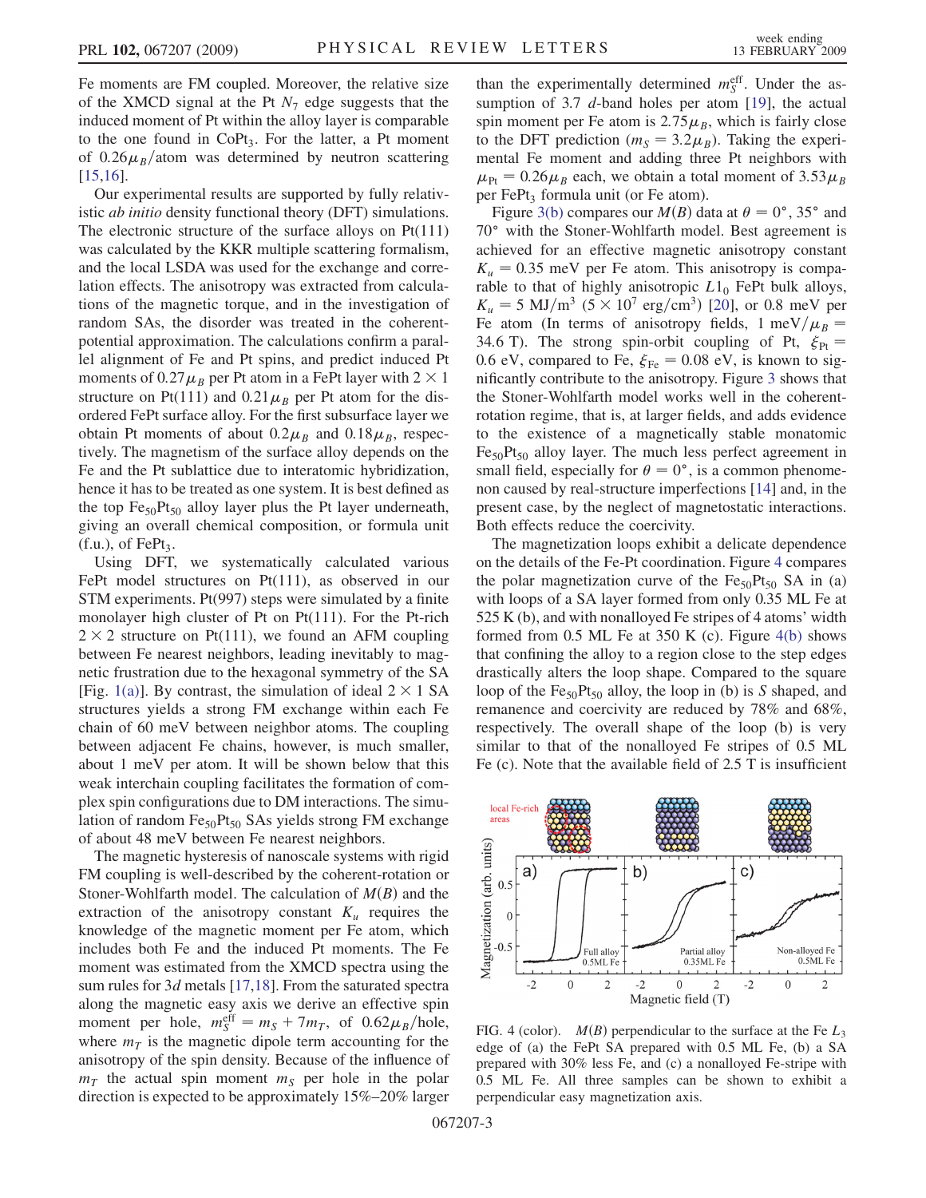Fe moments are FM coupled. Moreover, the relative size of the XMCD signal at the Pt $N_7$ edge suggests that the induced moment of Pt within the alloy layer is comparable to the one found in $CoPt_3$. For the latter, a Pt moment of $0.26\mu_B$/atom was determined by neutron scattering [15,16].

Our experimental results are supported by fully relativistic *ab initio* density functional theory (DFT) simulations. The electronic structure of the surface alloys on Pt(111) was calculated by the KKR multiple scattering formalism, and the local LSDA was used for the exchange and correlation effects. The anisotropy was extracted from calculations of the magnetic torque, and in the investigation of random SAs, the disorder was treated in the coherent-potential approximation. The calculations confirm a parallel alignment of Fe and Pt spins, and predict induced Pt moments of $0.27\mu_B$ per Pt atom in a FePt layer with $2 \times 1$ structure on Pt(111) and $0.21\mu_B$ per Pt atom for the disordered FePt surface alloy. For the first subsurface layer we obtain Pt moments of about $0.2\mu_B$ and $0.18\mu_B$, respectively. The magnetism of the surface alloy depends on the Fe and the Pt sublattice due to interatomic hybridization, hence it has to be treated as one system. It is best defined as the top $Fe_{50}Pt_{50}$ alloy layer plus the Pt layer underneath, giving an overall chemical composition, or formula unit (f.u.), of $FePt_3$.

Using DFT, we systematically calculated various FePt model structures on Pt(111), as observed in our STM experiments. Pt(997) steps were simulated by a finite monolayer high cluster of Pt on Pt(111). For the Pt-rich $2 \times 2$ structure on Pt(111), we found an AFM coupling between Fe nearest neighbors, leading inevitably to magnetic frustration due to the hexagonal symmetry of the SA [Fig. 1(a)]. By contrast, the simulation of ideal $2 \times 1$ SA structures yields a strong FM exchange within each Fe chain of 60 meV between neighbor atoms. The coupling between adjacent Fe chains, however, is much smaller, about 1 meV per atom. It will be shown below that this weak interchain coupling facilitates the formation of complex spin configurations due to DM interactions. The simulation of random $Fe_{50}Pt_{50}$ SAs yields strong FM exchange of about 48 meV between Fe nearest neighbors.

The magnetic hysteresis of nanoscale systems with rigid FM coupling is well-described by the coherent-rotation or Stoner-Wohlfarth model. The calculation of $M(B)$ and the extraction of the anisotropy constant $K_u$ requires the knowledge of the magnetic moment per Fe atom, which includes both Fe and the induced Pt moments. The Fe moment was estimated from the XMCD spectra using the sum rules for 3$d$ metals [17,18]. From the saturated spectra along the magnetic easy axis we derive an effective spin moment per hole, $m_S^{\rm eff} = m_S + 7m_T$, of $0.62\mu_B$/hole, where $m_T$ is the magnetic dipole term accounting for the anisotropy of the spin density. Because of the influence of $m_T$ the actual spin moment $m_S$ per hole in the polar direction is expected to be approximately 15%–20% larger than the experimentally determined $m_S^{\rm eff}$. Under the assumption of 3.7 $d$-band holes per atom [19], the actual spin moment per Fe atom is $2.75\mu_B$, which is fairly close to the DFT prediction ($m_S = 3.2\mu_B$). Taking the experimental Fe moment and adding three Pt neighbors with $\mu_{\rm Pt} = 0.26\mu_B$ each, we obtain a total moment of $3.53\mu_B$ per $FePt_3$ formula unit (or Fe atom).

Figure 3(b) compares our $M(B)$ data at $\theta = 0°$, $35°$ and $70°$ with the Stoner-Wohlfarth model. Best agreement is achieved for an effective magnetic anisotropy constant $K_u = 0.35$ meV per Fe atom. This anisotropy is comparable to that of highly anisotropic $L1_0$ FePt bulk alloys, $K_u = 5\ \mathrm{MJ/m^3}$ ($5 \times 10^7\ \mathrm{erg/cm^3}$) [20], or 0.8 meV per Fe atom (In terms of anisotropy fields, $1\ \mathrm{meV}/\mu_B = 34.6$ T). The strong spin-orbit coupling of Pt, $\xi_{\rm Pt} = 0.6$ eV, compared to Fe, $\xi_{\rm Fe} = 0.08$ eV, is known to significantly contribute to the anisotropy. Figure 3 shows that the Stoner-Wohlfarth model works well in the coherent-rotation regime, that is, at larger fields, and adds evidence to the existence of a magnetically stable monatomic $Fe_{50}Pt_{50}$ alloy layer. The much less perfect agreement in small field, especially for $\theta = 0°$, is a common phenomenon caused by real-structure imperfections [14] and, in the present case, by the neglect of magnetostatic interactions. Both effects reduce the coercivity.

The magnetization loops exhibit a delicate dependence on the details of the Fe-Pt coordination. Figure 4 compares the polar magnetization curve of the $Fe_{50}Pt_{50}$ SA in (a) with loops of a SA layer formed from only 0.35 ML Fe at 525 K (b), and with nonalloyed Fe stripes of 4 atoms' width formed from 0.5 ML Fe at 350 K (c). Figure 4(b) shows that confining the alloy to a region close to the step edges drastically alters the loop shape. Compared to the square loop of the $Fe_{50}Pt_{50}$ alloy, the loop in (b) is $S$ shaped, and remanence and coercivity are reduced by 78% and 68%, respectively. The overall shape of the loop (b) is very similar to that of the nonalloyed Fe stripes of 0.5 ML Fe (c). Note that the available field of 2.5 T is insufficient

FIG. 4 (color). $M(B)$ perpendicular to the surface at the Fe $L_3$ edge of (a) the FePt SA prepared with 0.5 ML Fe, (b) a SA prepared with 30% less Fe, and (c) a nonalloyed Fe-stripe with 0.5 ML Fe. All three samples can be shown to exhibit a perpendicular easy magnetization axis.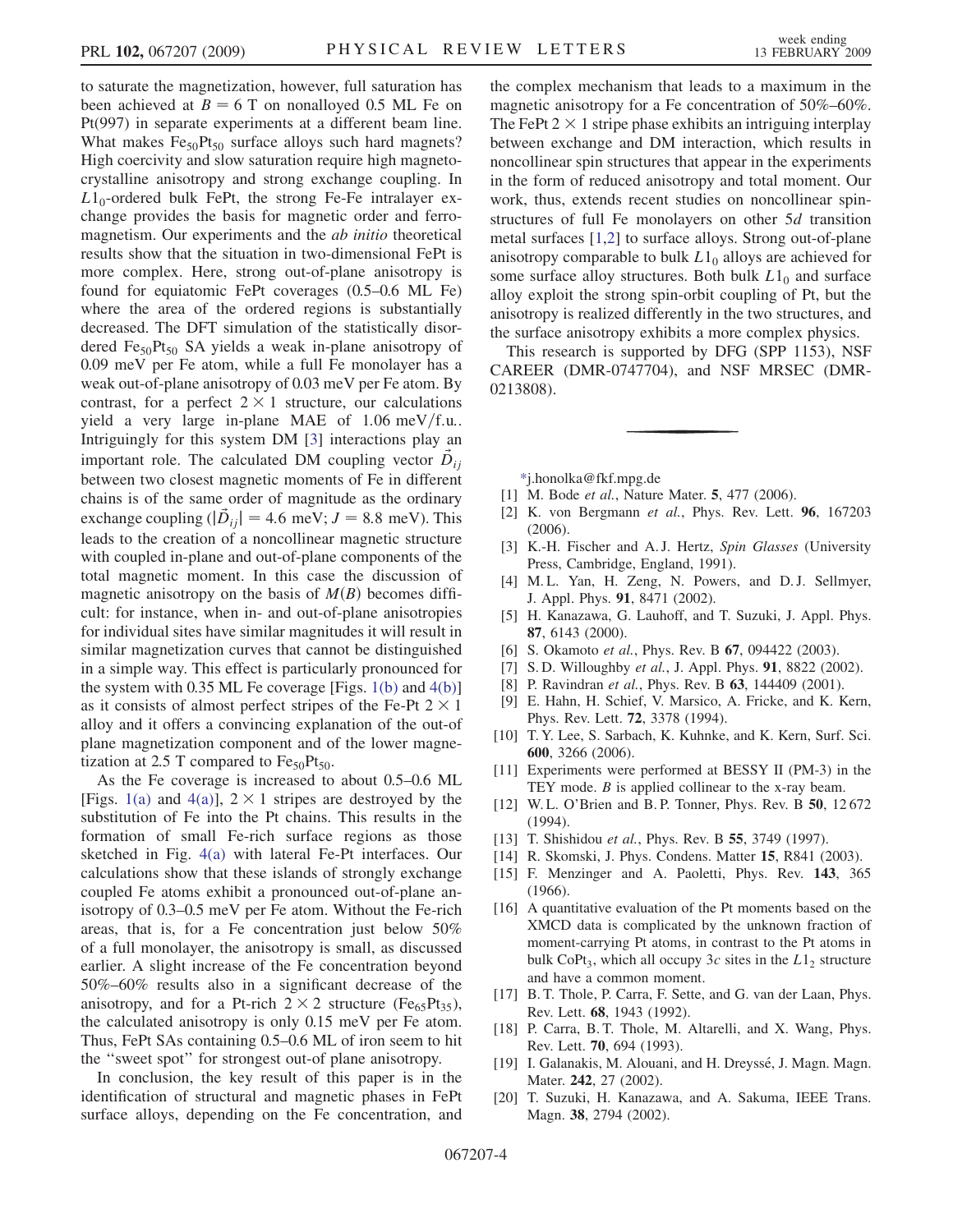to saturate the magnetization, however, full saturation has been achieved at $B = 6$ T on nonalloyed 0.5 ML Fe on Pt(997) in separate experiments at a different beam line. What makes $Fe_{50}Pt_{50}$ surface alloys such hard magnets? High coercivity and slow saturation require high magnetocrystalline anisotropy and strong exchange coupling. In $L1_0$-ordered bulk FePt, the strong Fe-Fe intralayer exchange provides the basis for magnetic order and ferromagnetism. Our experiments and the *ab initio* theoretical results show that the situation in two-dimensional FePt is more complex. Here, strong out-of-plane anisotropy is found for equiatomic FePt coverages (0.5–0.6 ML Fe) where the area of the ordered regions is substantially decreased. The DFT simulation of the statistically disordered $Fe_{50}Pt_{50}$ SA yields a weak in-plane anisotropy of 0.09 meV per Fe atom, while a full Fe monolayer has a weak out-of-plane anisotropy of 0.03 meV per Fe atom. By contrast, for a perfect $2 \times 1$ structure, our calculations yield a very large in-plane MAE of 1.06 meV/f.u.. Intriguingly for this system DM [3] interactions play an important role. The calculated DM coupling vector $\vec{D}_{ij}$ between two closest magnetic moments of Fe in different chains is of the same order of magnitude as the ordinary exchange coupling ($|\vec{D}_{ij}| = 4.6$ meV; $J = 8.8$ meV). This leads to the creation of a noncollinear magnetic structure with coupled in-plane and out-of-plane components of the total magnetic moment. In this case the discussion of magnetic anisotropy on the basis of $M(B)$ becomes difficult: for instance, when in- and out-of-plane anisotropies for individual sites have similar magnitudes it will result in similar magnetization curves that cannot be distinguished in a simple way. This effect is particularly pronounced for the system with 0.35 ML Fe coverage [Figs. 1(b) and 4(b)] as it consists of almost perfect stripes of the Fe-Pt $2 \times 1$ alloy and it offers a convincing explanation of the out-of plane magnetization component and of the lower magnetization at 2.5 T compared to $Fe_{50}Pt_{50}$.

As the Fe coverage is increased to about 0.5–0.6 ML [Figs. 1(a) and 4(a)], $2 \times 1$ stripes are destroyed by the substitution of Fe into the Pt chains. This results in the formation of small Fe-rich surface regions as those sketched in Fig. 4(a) with lateral Fe-Pt interfaces. Our calculations show that these islands of strongly exchange coupled Fe atoms exhibit a pronounced out-of-plane anisotropy of 0.3–0.5 meV per Fe atom. Without the Fe-rich areas, that is, for a Fe concentration just below 50% of a full monolayer, the anisotropy is small, as discussed earlier. A slight increase of the Fe concentration beyond 50%–60% results also in a significant decrease of the anisotropy, and for a Pt-rich $2 \times 2$ structure ($Fe_{65}Pt_{35}$), the calculated anisotropy is only 0.15 meV per Fe atom. Thus, FePt SAs containing 0.5–0.6 ML of iron seem to hit the "sweet spot" for strongest out-of plane anisotropy.

In conclusion, the key result of this paper is in the identification of structural and magnetic phases in FePt surface alloys, depending on the Fe concentration, and the complex mechanism that leads to a maximum in the magnetic anisotropy for a Fe concentration of 50%–60%. The FePt $2 \times 1$ stripe phase exhibits an intriguing interplay between exchange and DM interaction, which results in noncollinear spin structures that appear in the experiments in the form of reduced anisotropy and total moment. Our work, thus, extends recent studies on noncollinear spin-structures of full Fe monolayers on other 5*d* transition metal surfaces [1,2] to surface alloys. Strong out-of-plane anisotropy comparable to bulk $L1_0$ alloys are achieved for some surface alloy structures. Both bulk $L1_0$ and surface alloy exploit the strong spin-orbit coupling of Pt, but the anisotropy is realized differently in the two structures, and the surface anisotropy exhibits a more complex physics.

This research is supported by DFG (SPP 1153), NSF CAREER (DMR-0747704), and NSF MRSEC (DMR-0213808).

---

*j.honolka@fkf.mpg.de

[1] M. Bode *et al.*, Nature Mater. **5**, 477 (2006).

[2] K. von Bergmann *et al.*, Phys. Rev. Lett. **96**, 167203 (2006).

[3] K.-H. Fischer and A. J. Hertz, *Spin Glasses* (University Press, Cambridge, England, 1991).

[4] M. L. Yan, H. Zeng, N. Powers, and D. J. Sellmyer, J. Appl. Phys. **91**, 8471 (2002).

[5] H. Kanazawa, G. Lauhoff, and T. Suzuki, J. Appl. Phys. **87**, 6143 (2000).

[6] S. Okamoto *et al.*, Phys. Rev. B **67**, 094422 (2003).

[7] S. D. Willoughby *et al.*, J. Appl. Phys. **91**, 8822 (2002).

[8] P. Ravindran *et al.*, Phys. Rev. B **63**, 144409 (2001).

[9] E. Hahn, H. Schief, V. Marsico, A. Fricke, and K. Kern, Phys. Rev. Lett. **72**, 3378 (1994).

[10] T. Y. Lee, S. Sarbach, K. Kuhnke, and K. Kern, Surf. Sci. **600**, 3266 (2006).

[11] Experiments were performed at BESSY II (PM-3) in the TEY mode. *B* is applied collinear to the x-ray beam.

[12] W. L. O'Brien and B. P. Tonner, Phys. Rev. B **50**, 12 672 (1994).

[13] T. Shishidou *et al.*, Phys. Rev. B **55**, 3749 (1997).

[14] R. Skomski, J. Phys. Condens. Matter **15**, R841 (2003).

[15] F. Menzinger and A. Paoletti, Phys. Rev. **143**, 365 (1966).

[16] A quantitative evaluation of the Pt moments based on the XMCD data is complicated by the unknown fraction of moment-carrying Pt atoms, in contrast to the Pt atoms in bulk $CoPt_3$, which all occupy 3*c* sites in the $L1_2$ structure and have a common moment.

[17] B. T. Thole, P. Carra, F. Sette, and G. van der Laan, Phys. Rev. Lett. **68**, 1943 (1992).

[18] P. Carra, B. T. Thole, M. Altarelli, and X. Wang, Phys. Rev. Lett. **70**, 694 (1993).

[19] I. Galanakis, M. Alouani, and H. Dreyssé, J. Magn. Magn. Mater. **242**, 27 (2002).

[20] T. Suzuki, H. Kanazawa, and A. Sakuma, IEEE Trans. Magn. **38**, 2794 (2002).